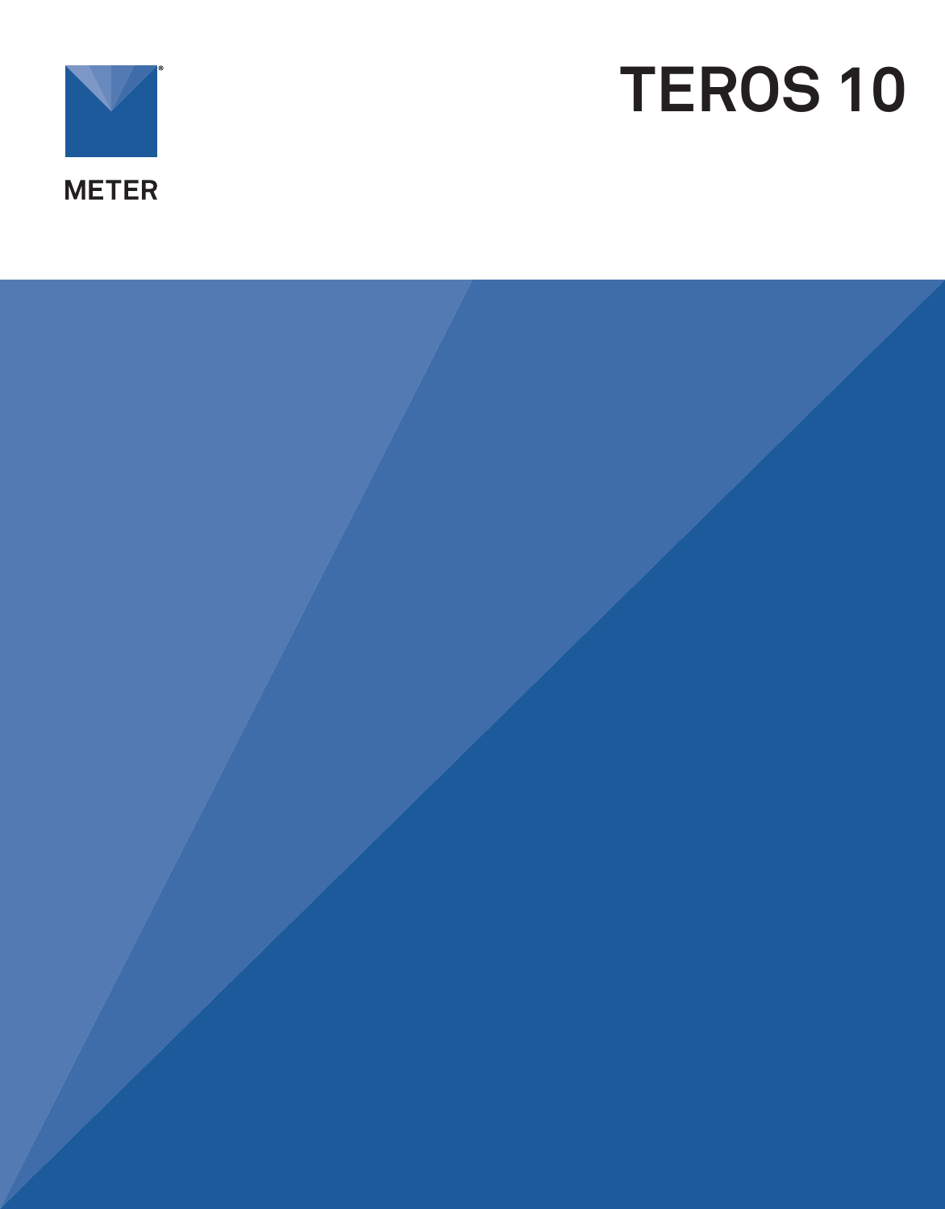METER

# TEROS 10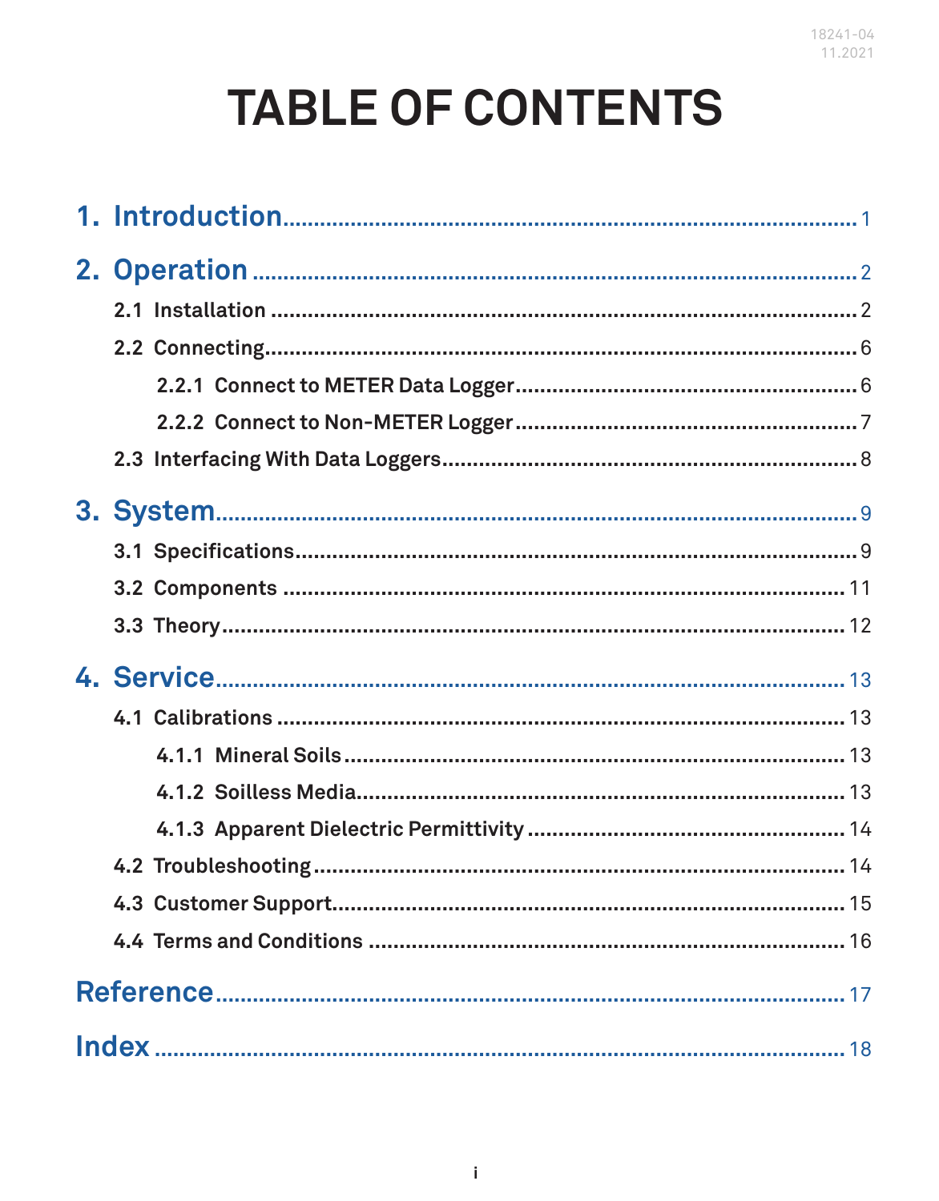# TABLE OF CONTENTS

1. Introduction .......... 1

2. Operation .......... 2
   - 2.1 Installation .......... 2
   - 2.2 Connecting .......... 6
     - 2.2.1 Connect to METER Data Logger .......... 6
     - 2.2.2 Connect to Non-METER Logger .......... 7
   - 2.3 Interfacing With Data Loggers .......... 8

3. System .......... 9
   - 3.1 Specifications .......... 9
   - 3.2 Components .......... 11
   - 3.3 Theory .......... 12

4. Service .......... 13
   - 4.1 Calibrations .......... 13
     - 4.1.1 Mineral Soils .......... 13
     - 4.1.2 Soilless Media .......... 13
     - 4.1.3 Apparent Dielectric Permittivity .......... 14
   - 4.2 Troubleshooting .......... 14
   - 4.3 Customer Support .......... 15
   - 4.4 Terms and Conditions .......... 16

Reference .......... 17

Index .......... 18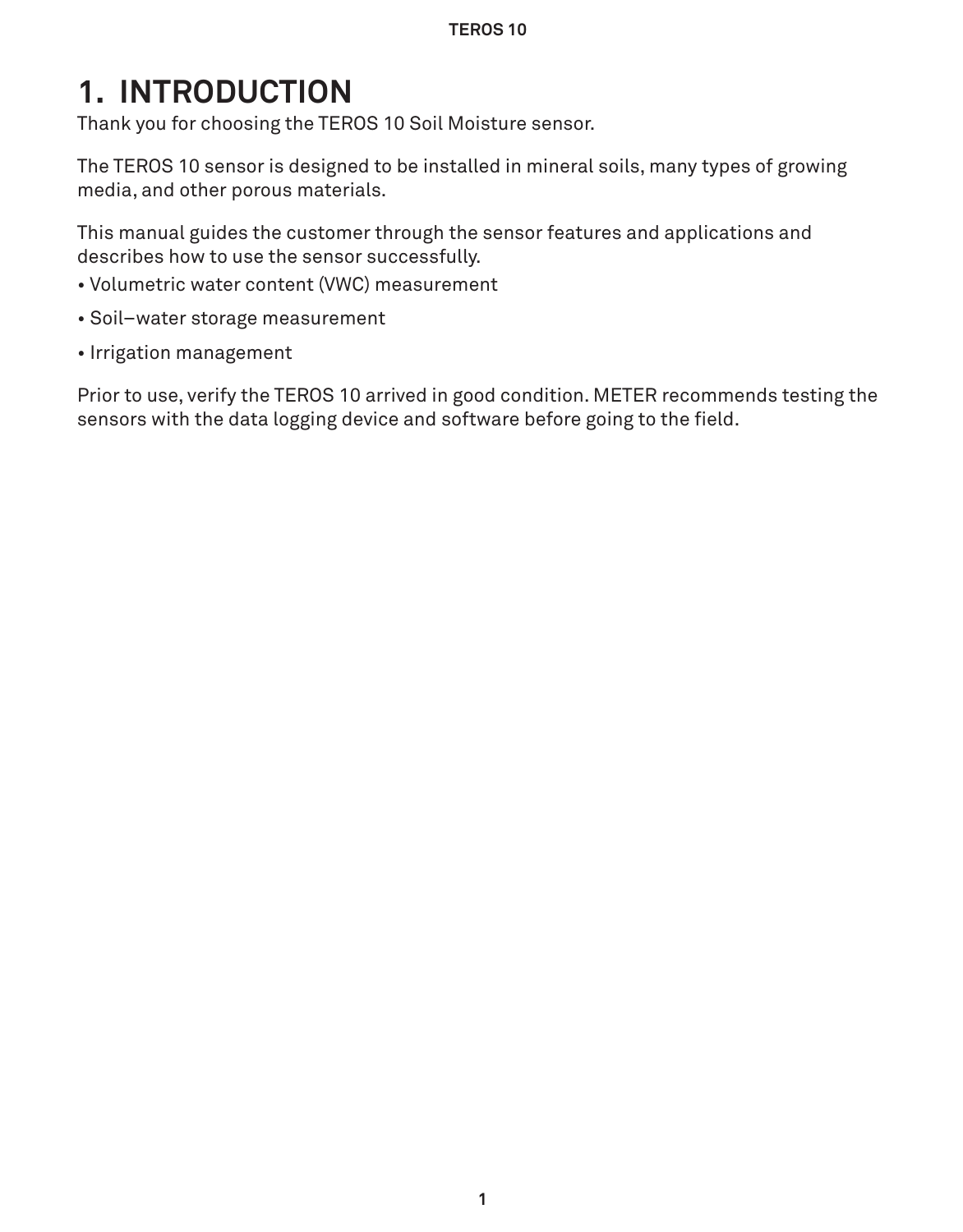# 1. INTRODUCTION

Thank you for choosing the TEROS 10 Soil Moisture sensor.

The TEROS 10 sensor is designed to be installed in mineral soils, many types of growing media, and other porous materials.

This manual guides the customer through the sensor features and applications and describes how to use the sensor successfully.

- Volumetric water content (VWC) measurement
- Soil–water storage measurement
- Irrigation management

Prior to use, verify the TEROS 10 arrived in good condition. METER recommends testing the sensors with the data logging device and software before going to the field.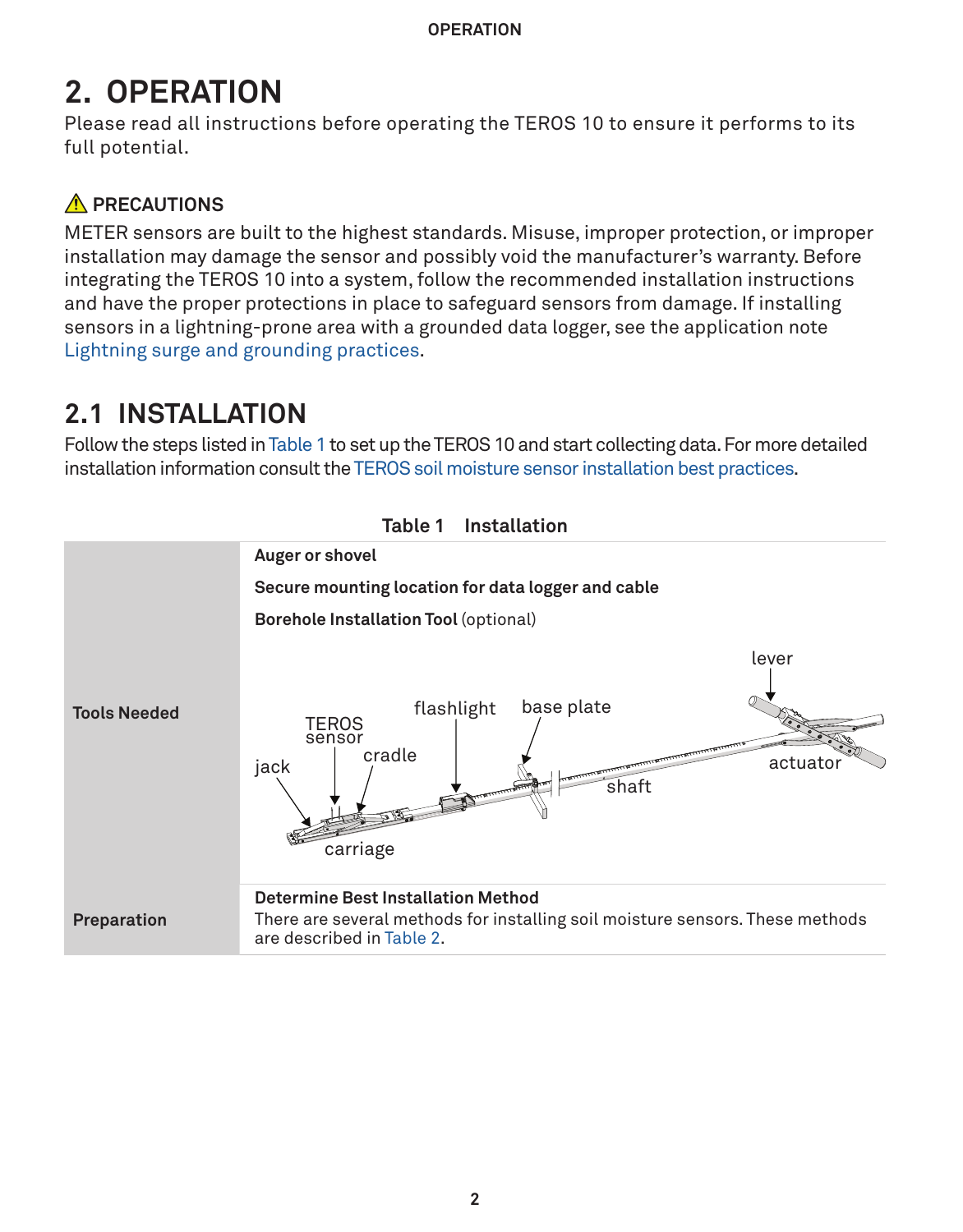# 2. OPERATION

Please read all instructions before operating the TEROS 10 to ensure it performs to its full potential.

### ⚠ PRECAUTIONS

METER sensors are built to the highest standards. Misuse, improper protection, or improper installation may damage the sensor and possibly void the manufacturer's warranty. Before integrating the TEROS 10 into a system, follow the recommended installation instructions and have the proper protections in place to safeguard sensors from damage. If installing sensors in a lightning-prone area with a grounded data logger, see the application note Lightning surge and grounding practices.

## 2.1 INSTALLATION

Follow the steps listed in Table 1 to set up the TEROS 10 and start collecting data. For more detailed installation information consult the TEROS soil moisture sensor installation best practices.

**Table 1 Installation**

| | |
|---|---|
| **Tools Needed** | **Auger or shovel**<br>**Secure mounting location for data logger and cable**<br>**Borehole Installation Tool** (optional) |
| **Preparation** | **Determine Best Installation Method**<br>There are several methods for installing soil moisture sensors. These methods are described in Table 2. |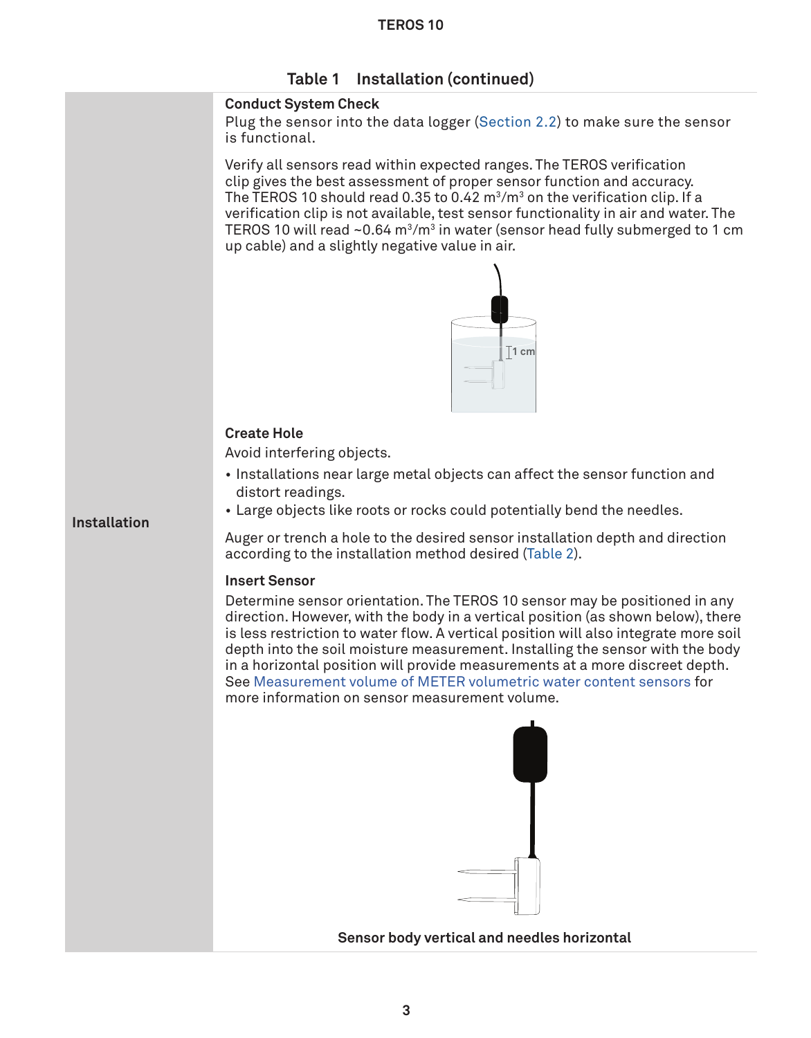Table 1 Installation (continued)

| | |
|---|---|
| Installation | **Conduct System Check**<br>Plug the sensor into the data logger (Section 2.2) to make sure the sensor is functional.<br><br>Verify all sensors read within expected ranges. The TEROS verification clip gives the best assessment of proper sensor function and accuracy. The TEROS 10 should read 0.35 to 0.42 $m^3/m^3$ on the verification clip. If a verification clip is not available, test sensor functionality in air and water. The TEROS 10 will read ~0.64 $m^3/m^3$ in water (sensor head fully submerged to 1 cm up cable) and a slightly negative value in air.<br><br>**Create Hole**<br>Avoid interfering objects.<br>• Installations near large metal objects can affect the sensor function and distort readings.<br>• Large objects like roots or rocks could potentially bend the needles.<br><br>Auger or trench a hole to the desired sensor installation depth and direction according to the installation method desired (Table 2).<br><br>**Insert Sensor**<br>Determine sensor orientation. The TEROS 10 sensor may be positioned in any direction. However, with the body in a vertical position (as shown below), there is less restriction to water flow. A vertical position will also integrate more soil depth into the soil moisture measurement. Installing the sensor with the body in a horizontal position will provide measurements at a more discreet depth. See Measurement volume of METER volumetric water content sensors for more information on sensor measurement volume.<br><br>**Sensor body vertical and needles horizontal** |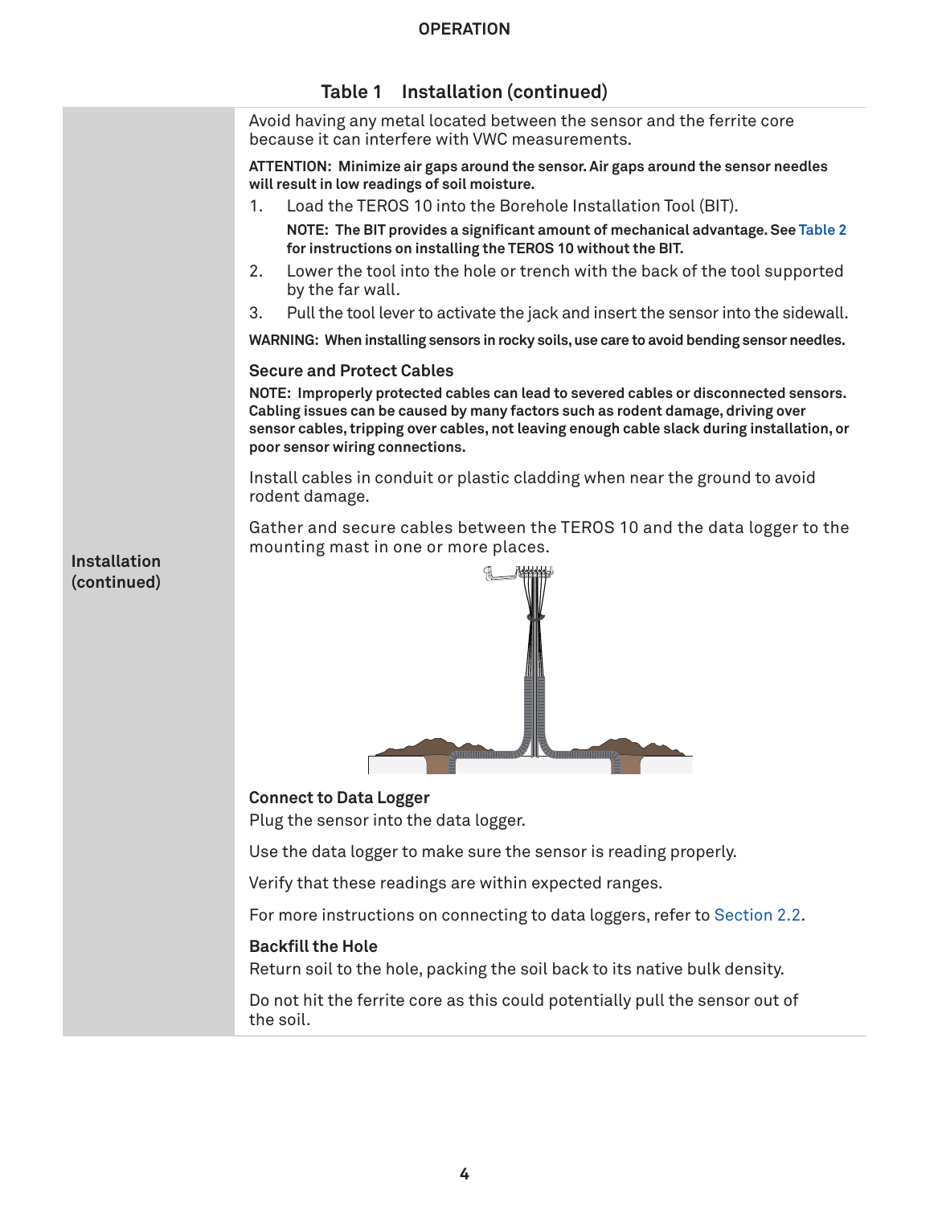**Table 1 Installation (continued)**

**Installation (continued)**

Avoid having any metal located between the sensor and the ferrite core because it can interfere with VWC measurements.

**ATTENTION: Minimize air gaps around the sensor. Air gaps around the sensor needles will result in low readings of soil moisture.**

1. Load the TEROS 10 into the Borehole Installation Tool (BIT).

   **NOTE: The BIT provides a significant amount of mechanical advantage. See Table 2 for instructions on installing the TEROS 10 without the BIT.**

2. Lower the tool into the hole or trench with the back of the tool supported by the far wall.
3. Pull the tool lever to activate the jack and insert the sensor into the sidewall.

**WARNING: When installing sensors in rocky soils, use care to avoid bending sensor needles.**

**Secure and Protect Cables**

**NOTE: Improperly protected cables can lead to severed cables or disconnected sensors. Cabling issues can be caused by many factors such as rodent damage, driving over sensor cables, tripping over cables, not leaving enough cable slack during installation, or poor sensor wiring connections.**

Install cables in conduit or plastic cladding when near the ground to avoid rodent damage.

Gather and secure cables between the TEROS 10 and the data logger to the mounting mast in one or more places.

**Connect to Data Logger**

Plug the sensor into the data logger.

Use the data logger to make sure the sensor is reading properly.

Verify that these readings are within expected ranges.

For more instructions on connecting to data loggers, refer to Section 2.2.

**Backfill the Hole**

Return soil to the hole, packing the soil back to its native bulk density.

Do not hit the ferrite core as this could potentially pull the sensor out of the soil.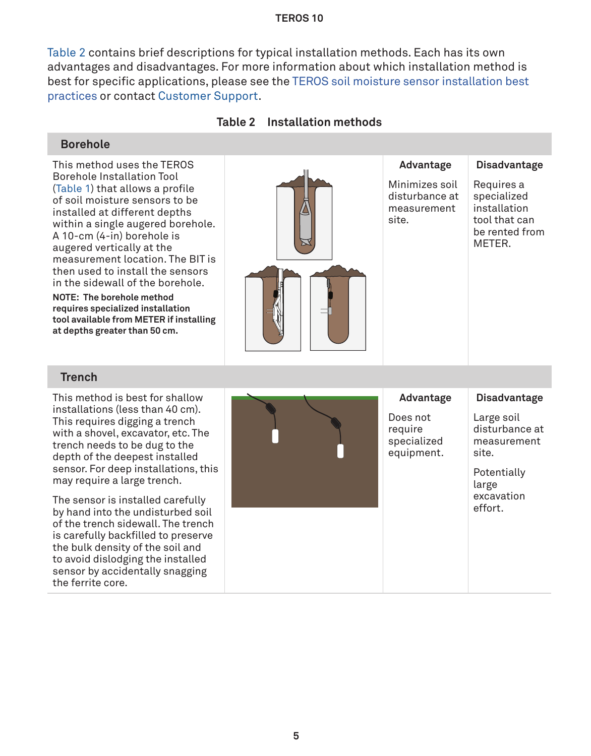Table 2 contains brief descriptions for typical installation methods. Each has its own advantages and disadvantages. For more information about which installation method is best for specific applications, please see the TEROS soil moisture sensor installation best practices or contact Customer Support.

**Table 2 Installation methods**

| Method | Description | Advantage | Disadvantage |
|---|---|---|---|
| **Borehole** | This method uses the TEROS Borehole Installation Tool (Table 1) that allows a profile of soil moisture sensors to be installed at different depths within a single augered borehole. A 10-cm (4-in) borehole is augered vertically at the measurement location. The BIT is then used to install the sensors in the sidewall of the borehole.<br><br>**NOTE: The borehole method requires specialized installation tool available from METER if installing at depths greater than 50 cm.** | Minimizes soil disturbance at measurement site. | Requires a specialized installation tool that can be rented from METER. |
| **Trench** | This method is best for shallow installations (less than 40 cm). This requires digging a trench with a shovel, excavator, etc. The trench needs to be dug to the depth of the deepest installed sensor. For deep installations, this may require a large trench.<br><br>The sensor is installed carefully by hand into the undisturbed soil of the trench sidewall. The trench is carefully backfilled to preserve the bulk density of the soil and to avoid dislodging the installed sensor by accidentally snagging the ferrite core. | Does not require specialized equipment. | Large soil disturbance at measurement site.<br><br>Potentially large excavation effort. |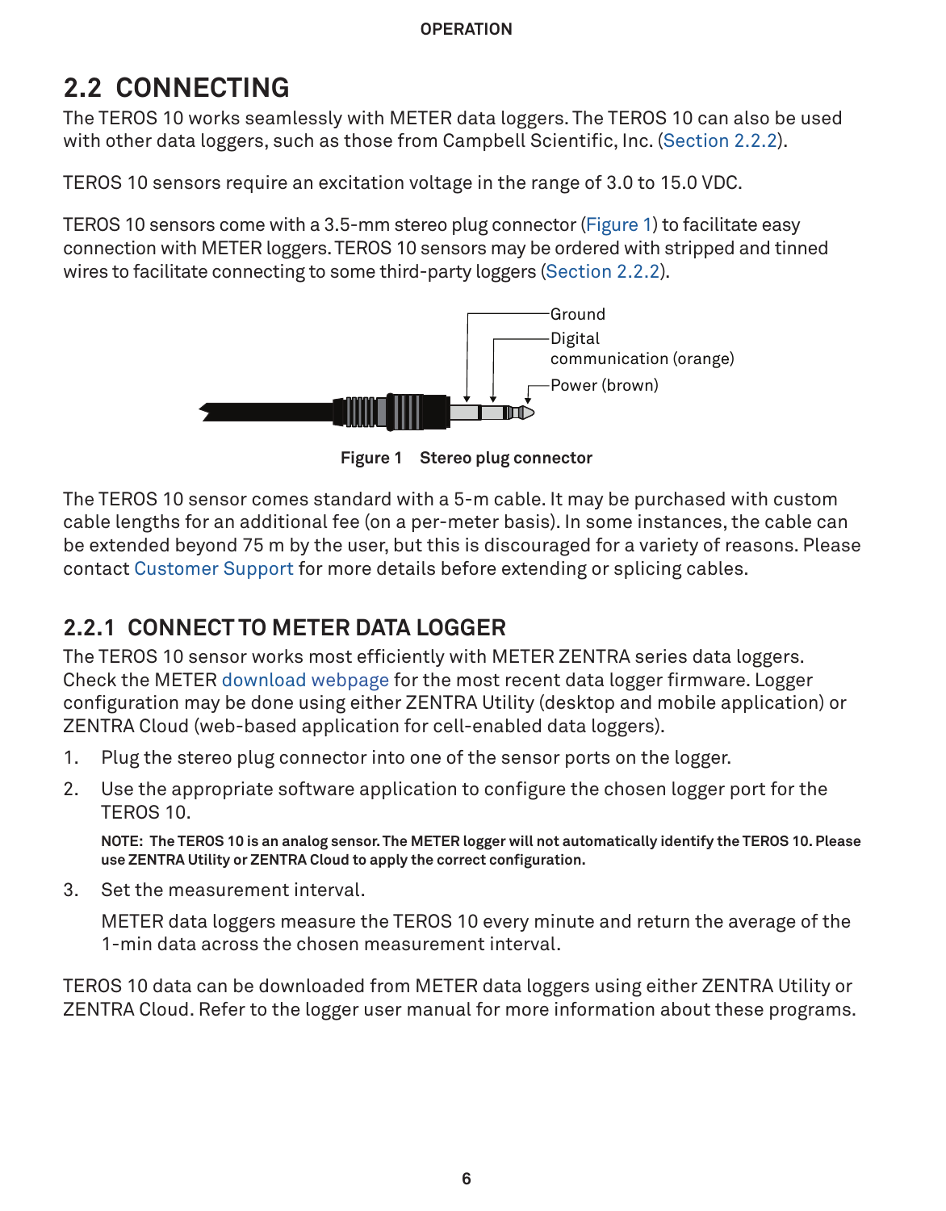## 2.2 CONNECTING

The TEROS 10 works seamlessly with METER data loggers. The TEROS 10 can also be used with other data loggers, such as those from Campbell Scientific, Inc. (Section 2.2.2).

TEROS 10 sensors require an excitation voltage in the range of 3.0 to 15.0 VDC.

TEROS 10 sensors come with a 3.5-mm stereo plug connector (Figure 1) to facilitate easy connection with METER loggers. TEROS 10 sensors may be ordered with stripped and tinned wires to facilitate connecting to some third-party loggers (Section 2.2.2).

Ground

Digital communication (orange)

Power (brown)

**Figure 1 Stereo plug connector**

The TEROS 10 sensor comes standard with a 5-m cable. It may be purchased with custom cable lengths for an additional fee (on a per-meter basis). In some instances, the cable can be extended beyond 75 m by the user, but this is discouraged for a variety of reasons. Please contact Customer Support for more details before extending or splicing cables.

### 2.2.1 CONNECT TO METER DATA LOGGER

The TEROS 10 sensor works most efficiently with METER ZENTRA series data loggers. Check the METER download webpage for the most recent data logger firmware. Logger configuration may be done using either ZENTRA Utility (desktop and mobile application) or ZENTRA Cloud (web-based application for cell-enabled data loggers).

1. Plug the stereo plug connector into one of the sensor ports on the logger.
2. Use the appropriate software application to configure the chosen logger port for the TEROS 10.

   **NOTE: The TEROS 10 is an analog sensor. The METER logger will not automatically identify the TEROS 10. Please use ZENTRA Utility or ZENTRA Cloud to apply the correct configuration.**

3. Set the measurement interval.

   METER data loggers measure the TEROS 10 every minute and return the average of the 1-min data across the chosen measurement interval.

TEROS 10 data can be downloaded from METER data loggers using either ZENTRA Utility or ZENTRA Cloud. Refer to the logger user manual for more information about these programs.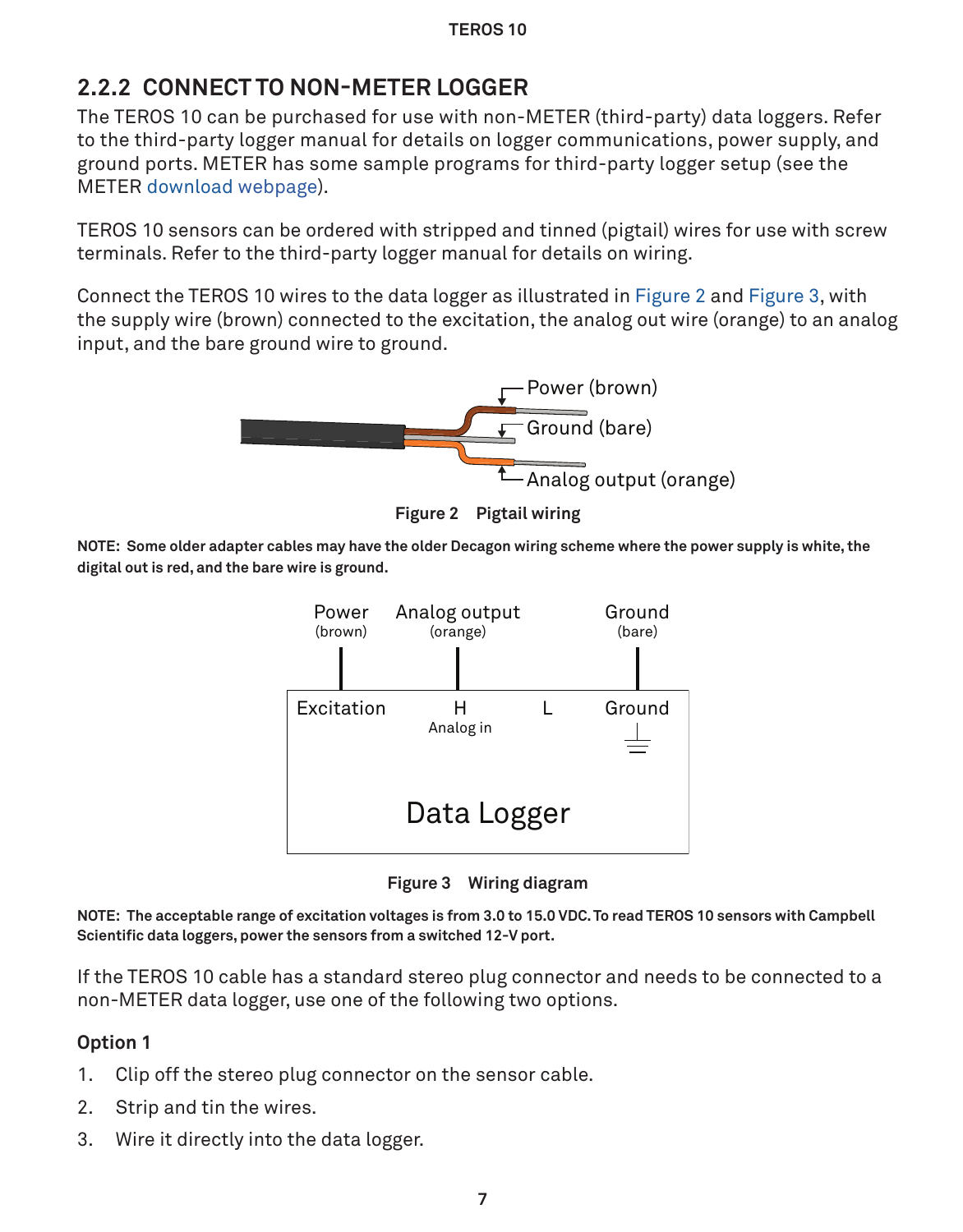## 2.2.2 CONNECT TO NON-METER LOGGER

The TEROS 10 can be purchased for use with non-METER (third-party) data loggers. Refer to the third-party logger manual for details on logger communications, power supply, and ground ports. METER has some sample programs for third-party logger setup (see the METER download webpage).

TEROS 10 sensors can be ordered with stripped and tinned (pigtail) wires for use with screw terminals. Refer to the third-party logger manual for details on wiring.

Connect the TEROS 10 wires to the data logger as illustrated in Figure 2 and Figure 3, with the supply wire (brown) connected to the excitation, the analog out wire (orange) to an analog input, and the bare ground wire to ground.

Power (brown)

Ground (bare)

Analog output (orange)

**Figure 2 Pigtail wiring**

**NOTE: Some older adapter cables may have the older Decagon wiring scheme where the power supply is white, the digital out is red, and the bare wire is ground.**

Power (brown) — Excitation

Analog output (orange) — H Analog in

L

Ground (bare) — Ground

Data Logger

**Figure 3 Wiring diagram**

**NOTE: The acceptable range of excitation voltages is from 3.0 to 15.0 VDC. To read TEROS 10 sensors with Campbell Scientific data loggers, power the sensors from a switched 12-V port.**

If the TEROS 10 cable has a standard stereo plug connector and needs to be connected to a non-METER data logger, use one of the following two options.

### Option 1

1. Clip off the stereo plug connector on the sensor cable.
2. Strip and tin the wires.
3. Wire it directly into the data logger.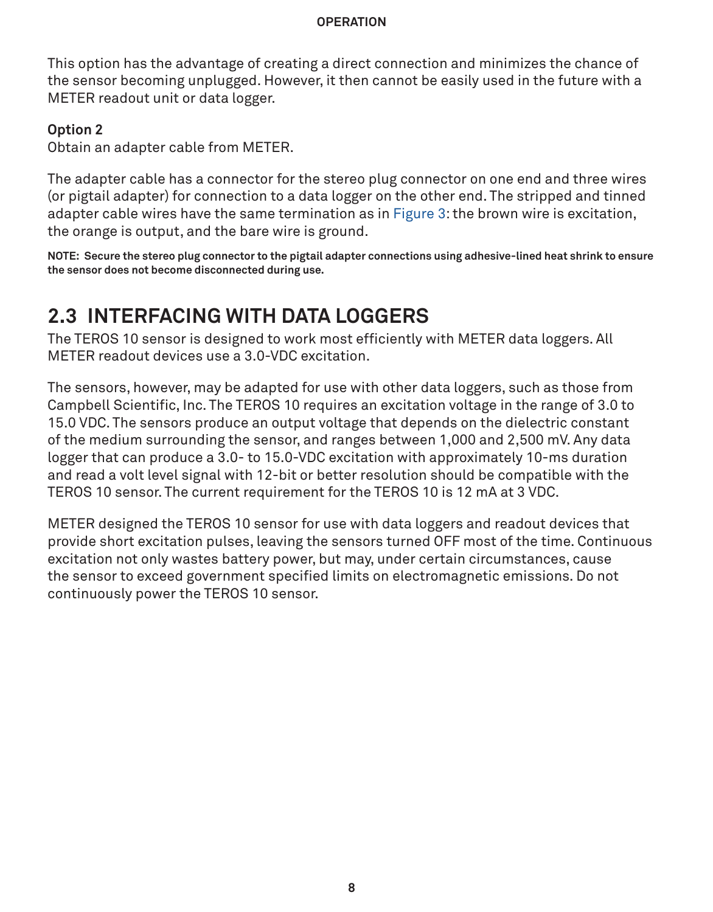This option has the advantage of creating a direct connection and minimizes the chance of the sensor becoming unplugged. However, it then cannot be easily used in the future with a METER readout unit or data logger.

**Option 2**

Obtain an adapter cable from METER.

The adapter cable has a connector for the stereo plug connector on one end and three wires (or pigtail adapter) for connection to a data logger on the other end. The stripped and tinned adapter cable wires have the same termination as in Figure 3: the brown wire is excitation, the orange is output, and the bare wire is ground.

**NOTE: Secure the stereo plug connector to the pigtail adapter connections using adhesive-lined heat shrink to ensure the sensor does not become disconnected during use.**

## 2.3 INTERFACING WITH DATA LOGGERS

The TEROS 10 sensor is designed to work most efficiently with METER data loggers. All METER readout devices use a 3.0-VDC excitation.

The sensors, however, may be adapted for use with other data loggers, such as those from Campbell Scientific, Inc. The TEROS 10 requires an excitation voltage in the range of 3.0 to 15.0 VDC. The sensors produce an output voltage that depends on the dielectric constant of the medium surrounding the sensor, and ranges between 1,000 and 2,500 mV. Any data logger that can produce a 3.0- to 15.0-VDC excitation with approximately 10-ms duration and read a volt level signal with 12-bit or better resolution should be compatible with the TEROS 10 sensor. The current requirement for the TEROS 10 is 12 mA at 3 VDC.

METER designed the TEROS 10 sensor for use with data loggers and readout devices that provide short excitation pulses, leaving the sensors turned OFF most of the time. Continuous excitation not only wastes battery power, but may, under certain circumstances, cause the sensor to exceed government specified limits on electromagnetic emissions. Do not continuously power the TEROS 10 sensor.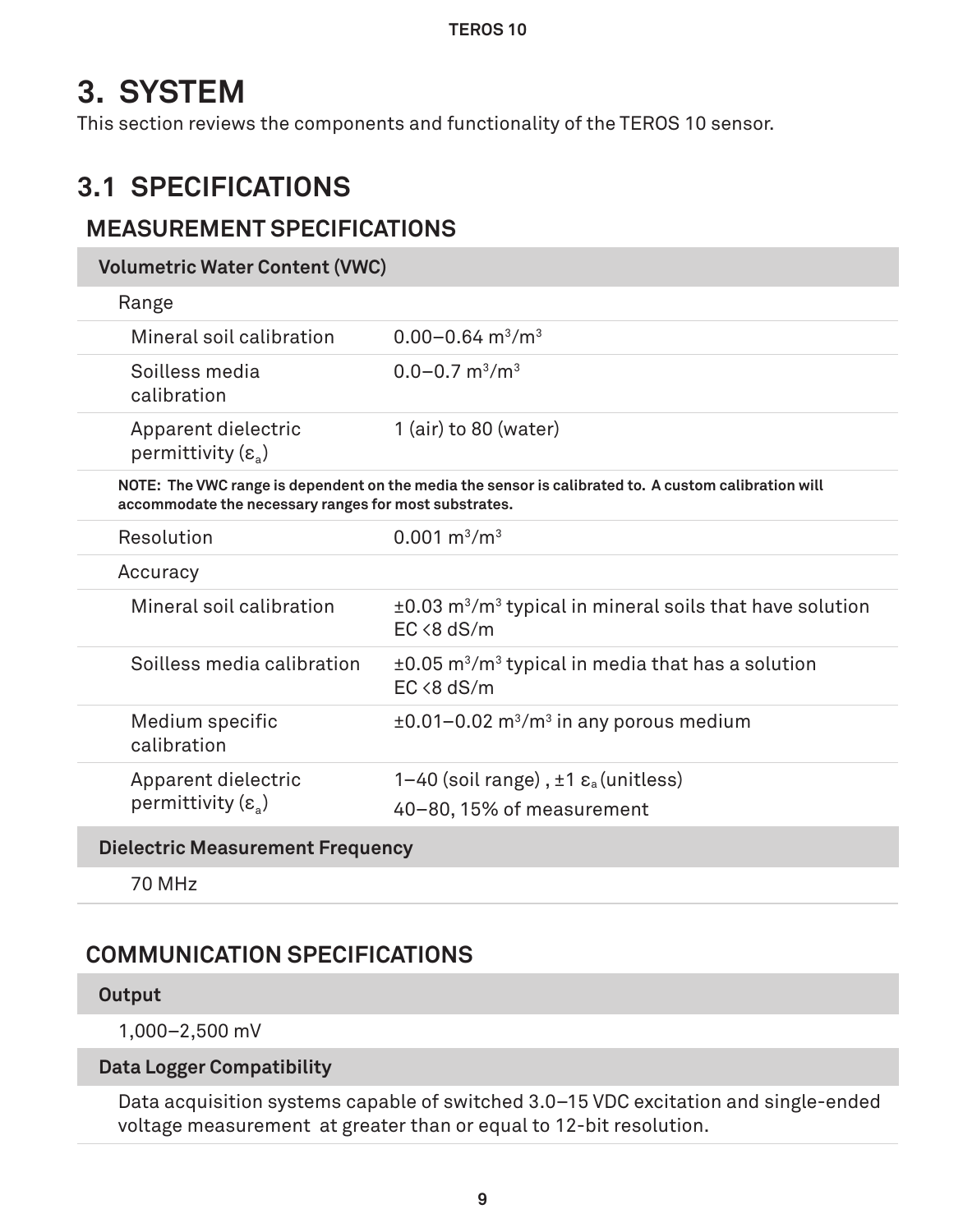# 3. SYSTEM

This section reviews the components and functionality of the TEROS 10 sensor.

## 3.1 SPECIFICATIONS

### MEASUREMENT SPECIFICATIONS

| Volumetric Water Content (VWC) | |
|---|---|
| Range | |
| Mineral soil calibration | 0.00–0.64 $m^3/m^3$ |
| Soilless media calibration | 0.0–0.7 $m^3/m^3$ |
| Apparent dielectric permittivity ($\varepsilon_a$) | 1 (air) to 80 (water) |
| **NOTE: The VWC range is dependent on the media the sensor is calibrated to. A custom calibration will accommodate the necessary ranges for most substrates.** | |
| Resolution | 0.001 $m^3/m^3$ |
| Accuracy | |
| Mineral soil calibration | ±0.03 $m^3/m^3$ typical in mineral soils that have solution EC <8 dS/m |
| Soilless media calibration | ±0.05 $m^3/m^3$ typical in media that has a solution EC <8 dS/m |
| Medium specific calibration | ±0.01–0.02 $m^3/m^3$ in any porous medium |
| Apparent dielectric permittivity ($\varepsilon_a$) | 1–40 (soil range) , ±1 $\varepsilon_a$ (unitless)<br>40–80, 15% of measurement |

| Dielectric Measurement Frequency |
|---|
| 70 MHz |

### COMMUNICATION SPECIFICATIONS

| Output |
|---|
| 1,000–2,500 mV |

| Data Logger Compatibility |
|---|
| Data acquisition systems capable of switched 3.0–15 VDC excitation and single-ended voltage measurement at greater than or equal to 12-bit resolution. |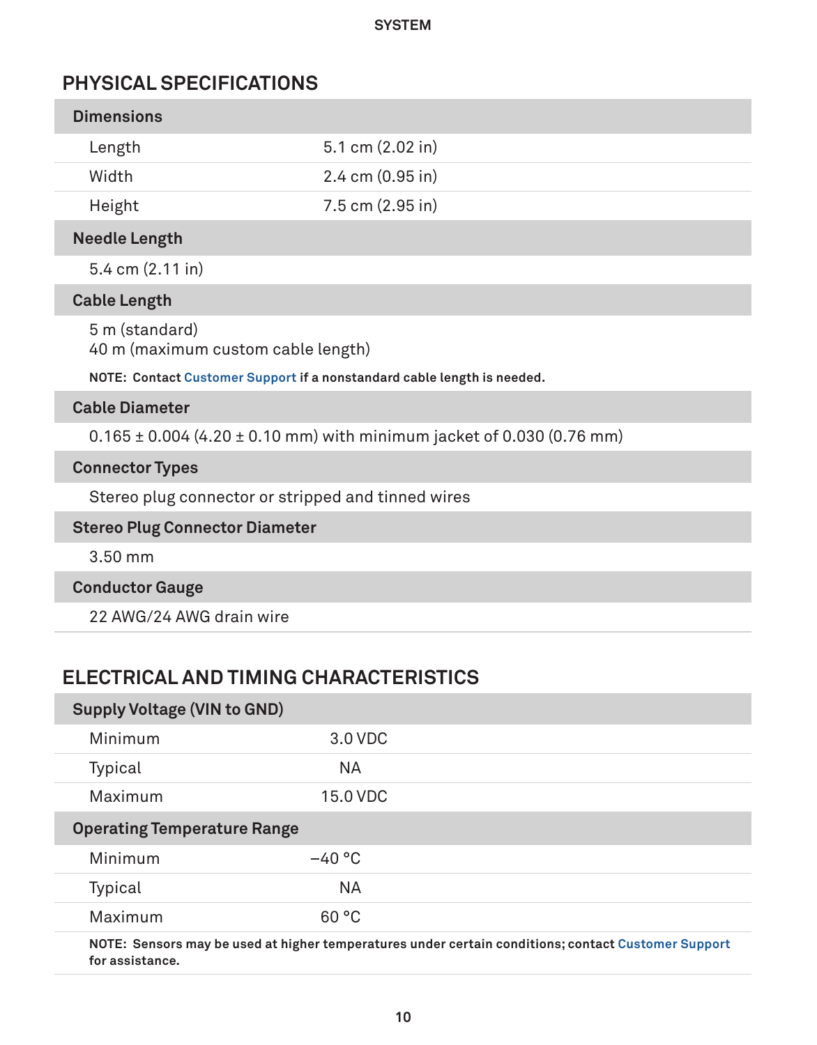## PHYSICAL SPECIFICATIONS

| Dimensions | |
|---|---|
| Length | 5.1 cm (2.02 in) |
| Width | 2.4 cm (0.95 in) |
| Height | 7.5 cm (2.95 in) |

**Needle Length**

5.4 cm (2.11 in)

**Cable Length**

5 m (standard)
40 m (maximum custom cable length)

**NOTE: Contact Customer Support if a nonstandard cable length is needed.**

**Cable Diameter**

0.165 ± 0.004 (4.20 ± 0.10 mm) with minimum jacket of 0.030 (0.76 mm)

**Connector Types**

Stereo plug connector or stripped and tinned wires

**Stereo Plug Connector Diameter**

3.50 mm

**Conductor Gauge**

22 AWG/24 AWG drain wire

## ELECTRICAL AND TIMING CHARACTERISTICS

| Supply Voltage (VIN to GND) | |
|---|---|
| Minimum | 3.0 VDC |
| Typical | NA |
| Maximum | 15.0 VDC |

| Operating Temperature Range | |
|---|---|
| Minimum | −40 °C |
| Typical | NA |
| Maximum | 60 °C |

**NOTE: Sensors may be used at higher temperatures under certain conditions; contact Customer Support for assistance.**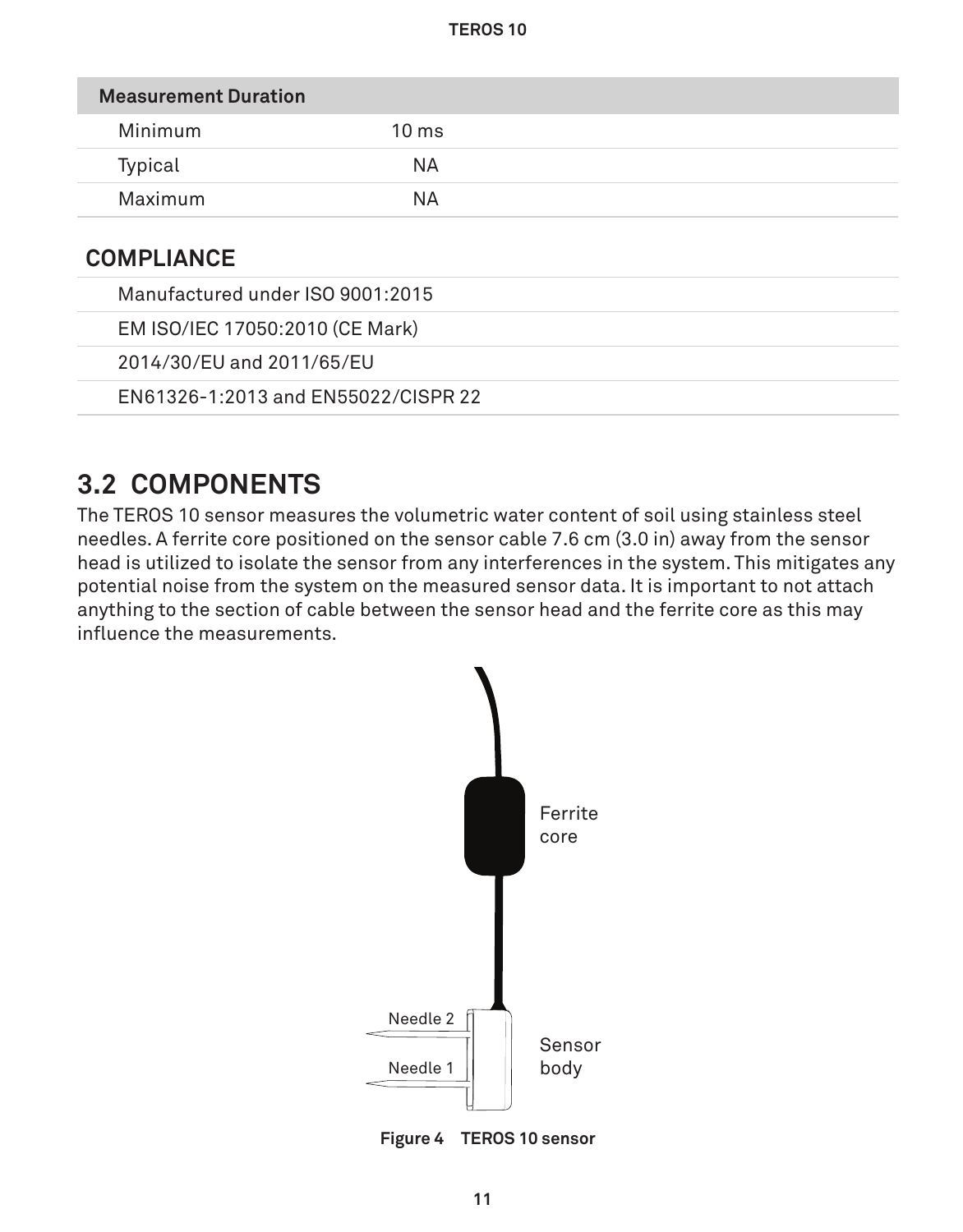| Measurement Duration | |
|---|---|
| Minimum | 10 ms |
| Typical | NA |
| Maximum | NA |

## COMPLIANCE

| |
|---|
| Manufactured under ISO 9001:2015 |
| EM ISO/IEC 17050:2010 (CE Mark) |
| 2014/30/EU and 2011/65/EU |
| EN61326-1:2013 and EN55022/CISPR 22 |

## 3.2 COMPONENTS

The TEROS 10 sensor measures the volumetric water content of soil using stainless steel needles. A ferrite core positioned on the sensor cable 7.6 cm (3.0 in) away from the sensor head is utilized to isolate the sensor from any interferences in the system. This mitigates any potential noise from the system on the measured sensor data. It is important to not attach anything to the section of cable between the sensor head and the ferrite core as this may influence the measurements.

Ferrite core

Needle 2

Needle 1

Sensor body

**Figure 4 TEROS 10 sensor**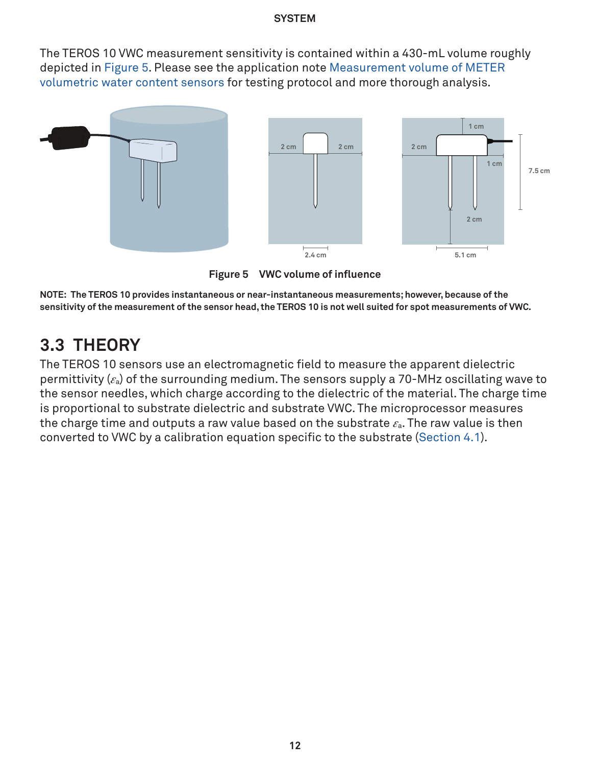The TEROS 10 VWC measurement sensitivity is contained within a 430-mL volume roughly depicted in Figure 5. Please see the application note Measurement volume of METER volumetric water content sensors for testing protocol and more thorough analysis.

Figure 5 VWC volume of influence

**NOTE: The TEROS 10 provides instantaneous or near-instantaneous measurements; however, because of the sensitivity of the measurement of the sensor head, the TEROS 10 is not well suited for spot measurements of VWC.**

## 3.3 THEORY

The TEROS 10 sensors use an electromagnetic field to measure the apparent dielectric permittivity ($\varepsilon_a$) of the surrounding medium. The sensors supply a 70-MHz oscillating wave to the sensor needles, which charge according to the dielectric of the material. The charge time is proportional to substrate dielectric and substrate VWC. The microprocessor measures the charge time and outputs a raw value based on the substrate $\varepsilon_a$. The raw value is then converted to VWC by a calibration equation specific to the substrate (Section 4.1).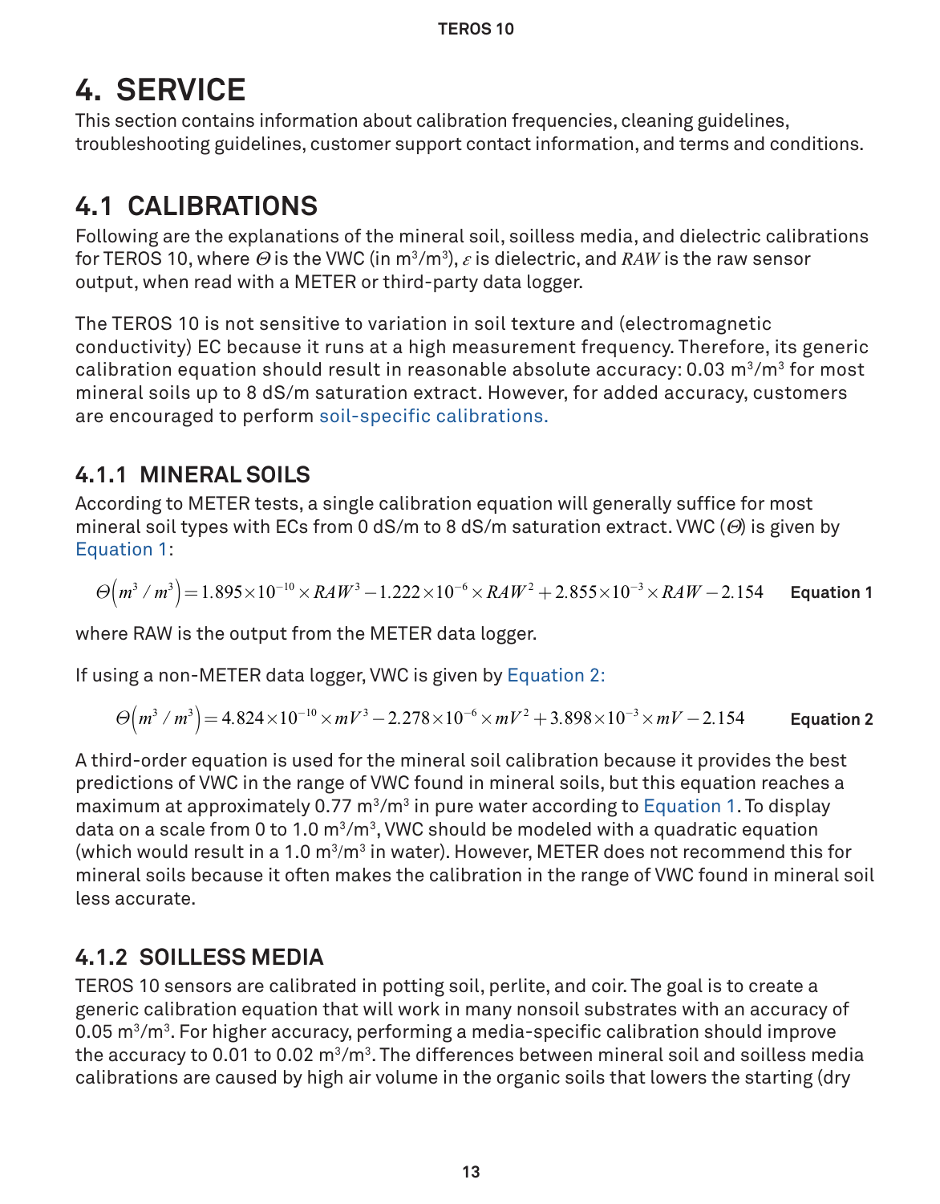# 4. SERVICE

This section contains information about calibration frequencies, cleaning guidelines, troubleshooting guidelines, customer support contact information, and terms and conditions.

## 4.1 CALIBRATIONS

Following are the explanations of the mineral soil, soilless media, and dielectric calibrations for TEROS 10, where $\Theta$ is the VWC (in $m^3/m^3$), $\varepsilon$ is dielectric, and $RAW$ is the raw sensor output, when read with a METER or third-party data logger.

The TEROS 10 is not sensitive to variation in soil texture and (electromagnetic conductivity) EC because it runs at a high measurement frequency. Therefore, its generic calibration equation should result in reasonable absolute accuracy: 0.03 $m^3/m^3$ for most mineral soils up to 8 dS/m saturation extract. However, for added accuracy, customers are encouraged to perform soil-specific calibrations.

### 4.1.1 MINERAL SOILS

According to METER tests, a single calibration equation will generally suffice for most mineral soil types with ECs from 0 dS/m to 8 dS/m saturation extract. VWC ($\Theta$) is given by Equation 1:

$$\Theta\left(m^3/m^3\right) = 1.895\times10^{-10}\times RAW^3 - 1.222\times10^{-6}\times RAW^2 + 2.855\times10^{-3}\times RAW - 2.154 \qquad \textbf{Equation 1}$$

where RAW is the output from the METER data logger.

If using a non-METER data logger, VWC is given by Equation 2:

$$\Theta\left(m^3/m^3\right) = 4.824\times10^{-10}\times mV^3 - 2.278\times10^{-6}\times mV^2 + 3.898\times10^{-3}\times mV - 2.154 \qquad \textbf{Equation 2}$$

A third-order equation is used for the mineral soil calibration because it provides the best predictions of VWC in the range of VWC found in mineral soils, but this equation reaches a maximum at approximately 0.77 $m^3/m^3$ in pure water according to Equation 1. To display data on a scale from 0 to 1.0 $m^3/m^3$, VWC should be modeled with a quadratic equation (which would result in a 1.0 $m^3/m^3$ in water). However, METER does not recommend this for mineral soils because it often makes the calibration in the range of VWC found in mineral soil less accurate.

### 4.1.2 SOILLESS MEDIA

TEROS 10 sensors are calibrated in potting soil, perlite, and coir. The goal is to create a generic calibration equation that will work in many nonsoil substrates with an accuracy of 0.05 $m^3/m^3$. For higher accuracy, performing a media-specific calibration should improve the accuracy to 0.01 to 0.02 $m^3/m^3$. The differences between mineral soil and soilless media calibrations are caused by high air volume in the organic soils that lowers the starting (dry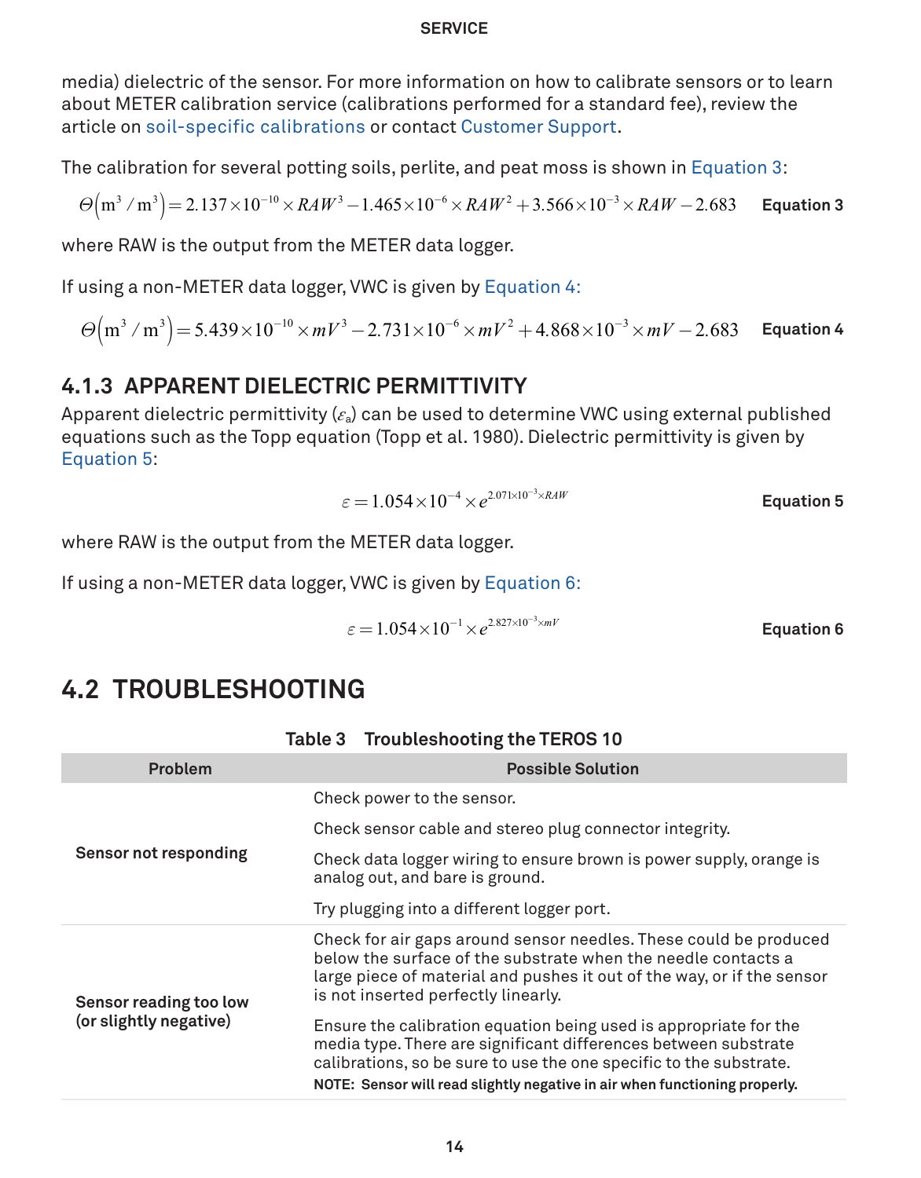media) dielectric of the sensor. For more information on how to calibrate sensors or to learn about METER calibration service (calibrations performed for a standard fee), review the article on soil-specific calibrations or contact Customer Support.

The calibration for several potting soils, perlite, and peat moss is shown in Equation 3:

$$\Theta\left(\mathrm{m}^3/\mathrm{m}^3\right) = 2.137\times10^{-10}\times RAW^3 - 1.465\times10^{-6}\times RAW^2 + 3.566\times10^{-3}\times RAW - 2.683 \qquad \textbf{Equation 3}$$

where RAW is the output from the METER data logger.

If using a non-METER data logger, VWC is given by Equation 4:

$$\Theta\left(\mathrm{m}^3/\mathrm{m}^3\right) = 5.439\times10^{-10}\times mV^3 - 2.731\times10^{-6}\times mV^2 + 4.868\times10^{-3}\times mV - 2.683 \qquad \textbf{Equation 4}$$

### 4.1.3 APPARENT DIELECTRIC PERMITTIVITY

Apparent dielectric permittivity ($\varepsilon_a$) can be used to determine VWC using external published equations such as the Topp equation (Topp et al. 1980). Dielectric permittivity is given by Equation 5:

$$\varepsilon = 1.054\times10^{-4}\times e^{2.071\times10^{-3}\times RAW} \qquad \textbf{Equation 5}$$

where RAW is the output from the METER data logger.

If using a non-METER data logger, VWC is given by Equation 6:

$$\varepsilon = 1.054\times10^{-1}\times e^{2.827\times10^{-3}\times mV} \qquad \textbf{Equation 6}$$

## 4.2 TROUBLESHOOTING

**Table 3 Troubleshooting the TEROS 10**

| Problem | Possible Solution |
|---|---|
| **Sensor not responding** | Check power to the sensor. |
| | Check sensor cable and stereo plug connector integrity. |
| | Check data logger wiring to ensure brown is power supply, orange is analog out, and bare is ground. |
| | Try plugging into a different logger port. |
| **Sensor reading too low (or slightly negative)** | Check for air gaps around sensor needles. These could be produced below the surface of the substrate when the needle contacts a large piece of material and pushes it out of the way, or if the sensor is not inserted perfectly linearly. |
| | Ensure the calibration equation being used is appropriate for the media type. There are significant differences between substrate calibrations, so be sure to use the one specific to the substrate. **NOTE: Sensor will read slightly negative in air when functioning properly.** |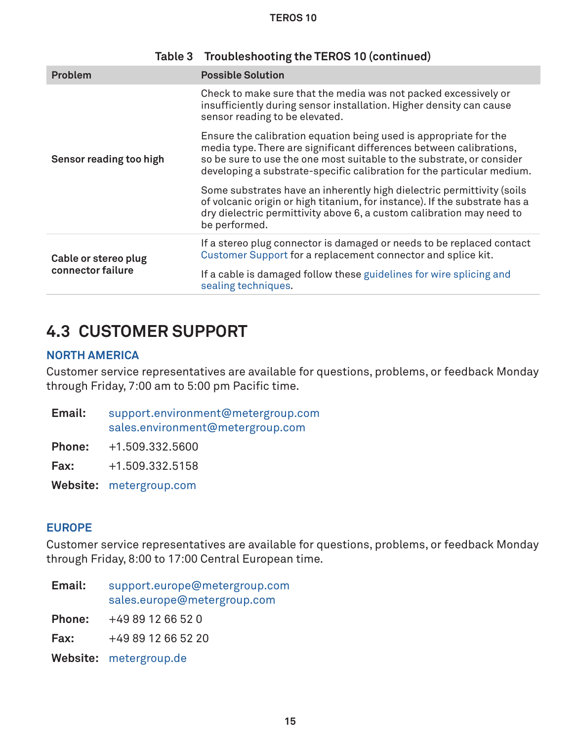Table 3 Troubleshooting the TEROS 10 (continued)

| Problem | Possible Solution |
|---|---|
| **Sensor reading too high** | Check to make sure that the media was not packed excessively or insufficiently during sensor installation. Higher density can cause sensor reading to be elevated.<br><br>Ensure the calibration equation being used is appropriate for the media type. There are significant differences between calibrations, so be sure to use the one most suitable to the substrate, or consider developing a substrate-specific calibration for the particular medium.<br><br>Some substrates have an inherently high dielectric permittivity (soils of volcanic origin or high titanium, for instance). If the substrate has a dry dielectric permittivity above 6, a custom calibration may need to be performed. |
| **Cable or stereo plug connector failure** | If a stereo plug connector is damaged or needs to be replaced contact Customer Support for a replacement connector and splice kit.<br><br>If a cable is damaged follow these guidelines for wire splicing and sealing techniques. |

## 4.3 CUSTOMER SUPPORT

### NORTH AMERICA

Customer service representatives are available for questions, problems, or feedback Monday through Friday, 7:00 am to 5:00 pm Pacific time.

**Email:** support.environment@metergroup.com
sales.environment@metergroup.com

**Phone:** +1.509.332.5600

**Fax:** +1.509.332.5158

**Website:** metergroup.com

### EUROPE

Customer service representatives are available for questions, problems, or feedback Monday through Friday, 8:00 to 17:00 Central European time.

**Email:** support.europe@metergroup.com
sales.europe@metergroup.com

**Phone:** +49 89 12 66 52 0

**Fax:** +49 89 12 66 52 20

**Website:** metergroup.de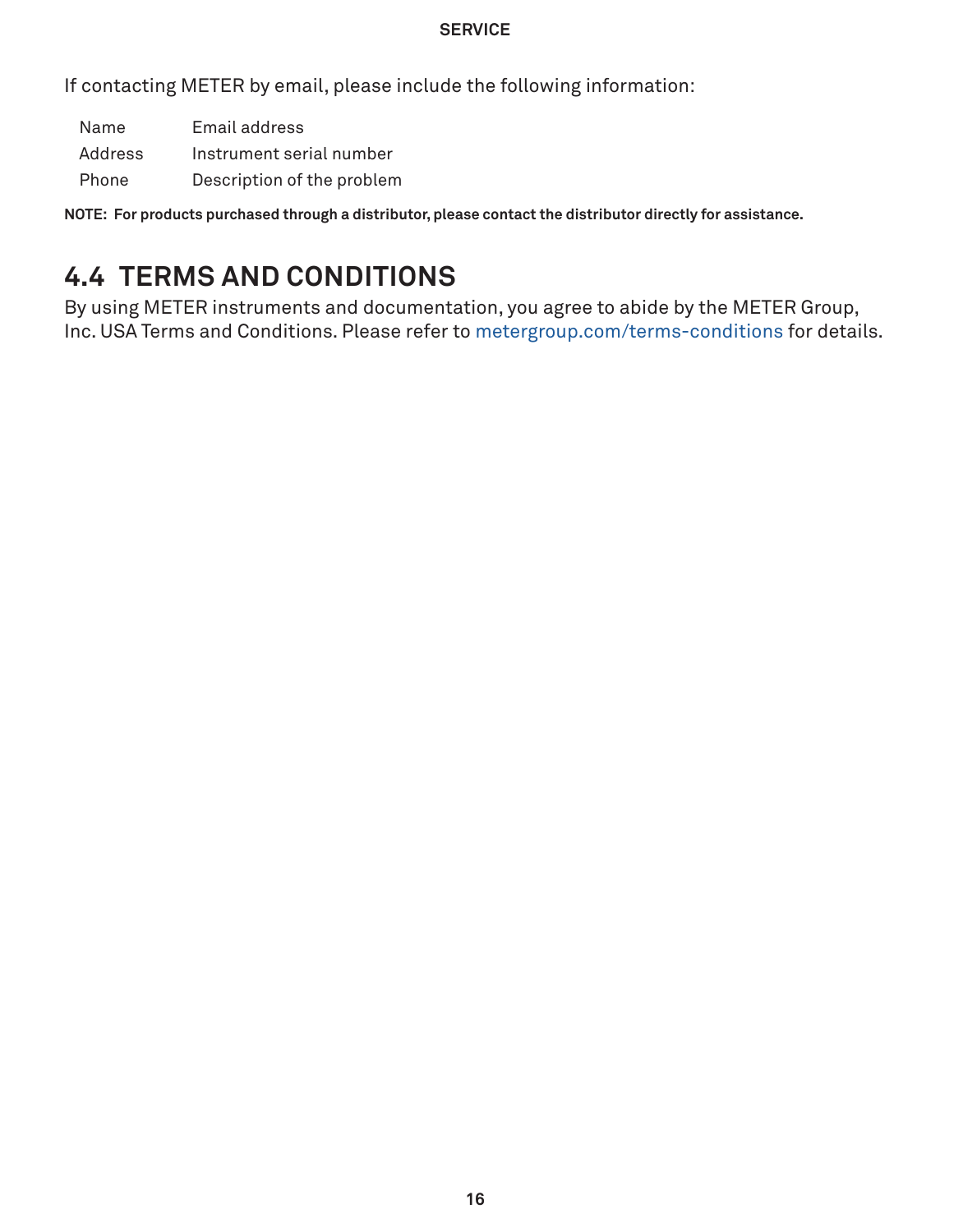If contacting METER by email, please include the following information:

| | |
|---|---|
| Name | Email address |
| Address | Instrument serial number |
| Phone | Description of the problem |

**NOTE: For products purchased through a distributor, please contact the distributor directly for assistance.**

## 4.4 TERMS AND CONDITIONS

By using METER instruments and documentation, you agree to abide by the METER Group, Inc. USA Terms and Conditions. Please refer to metergroup.com/terms-conditions for details.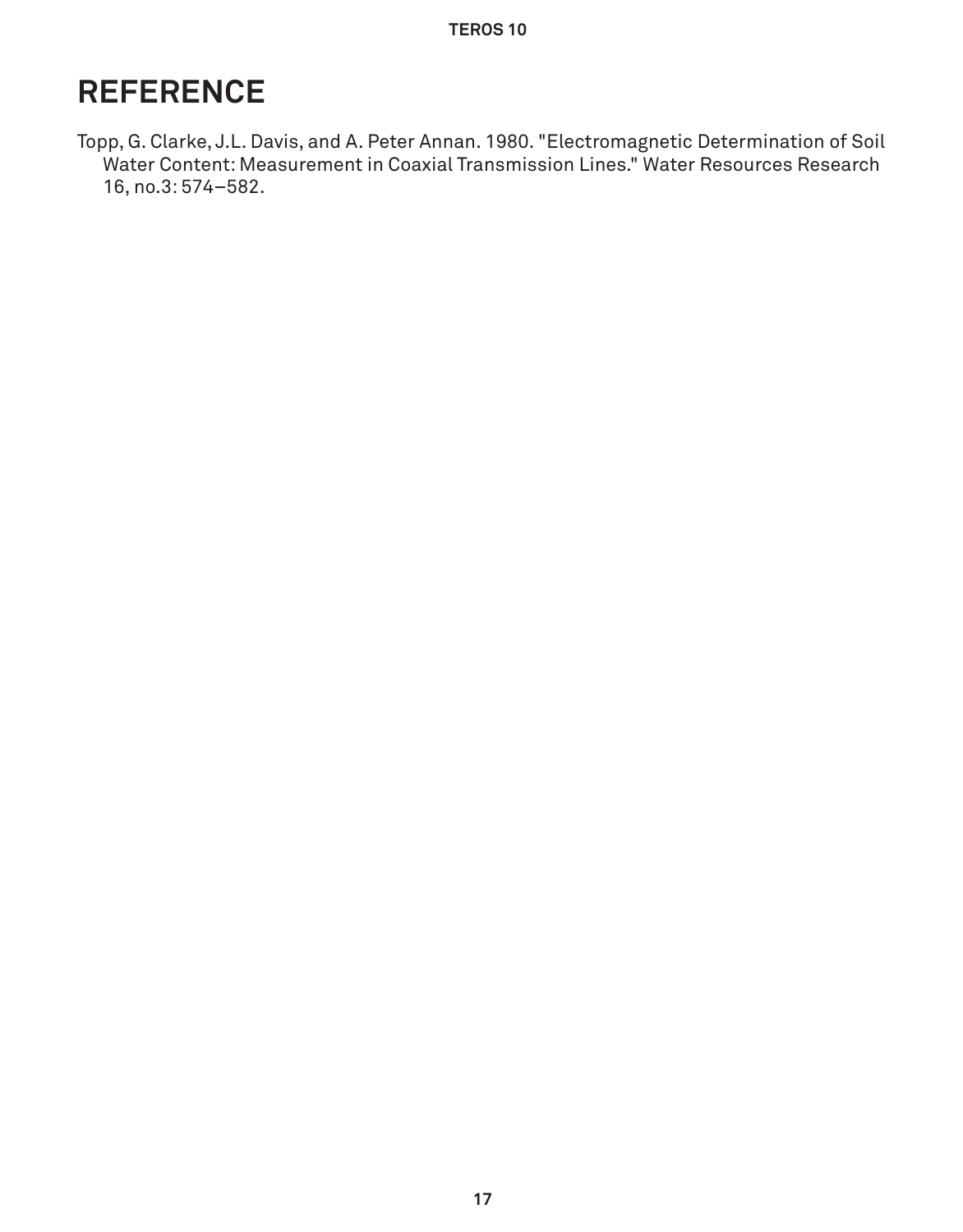# REFERENCE

Topp, G. Clarke, J.L. Davis, and A. Peter Annan. 1980. "Electromagnetic Determination of Soil Water Content: Measurement in Coaxial Transmission Lines." Water Resources Research 16, no.3: 574–582.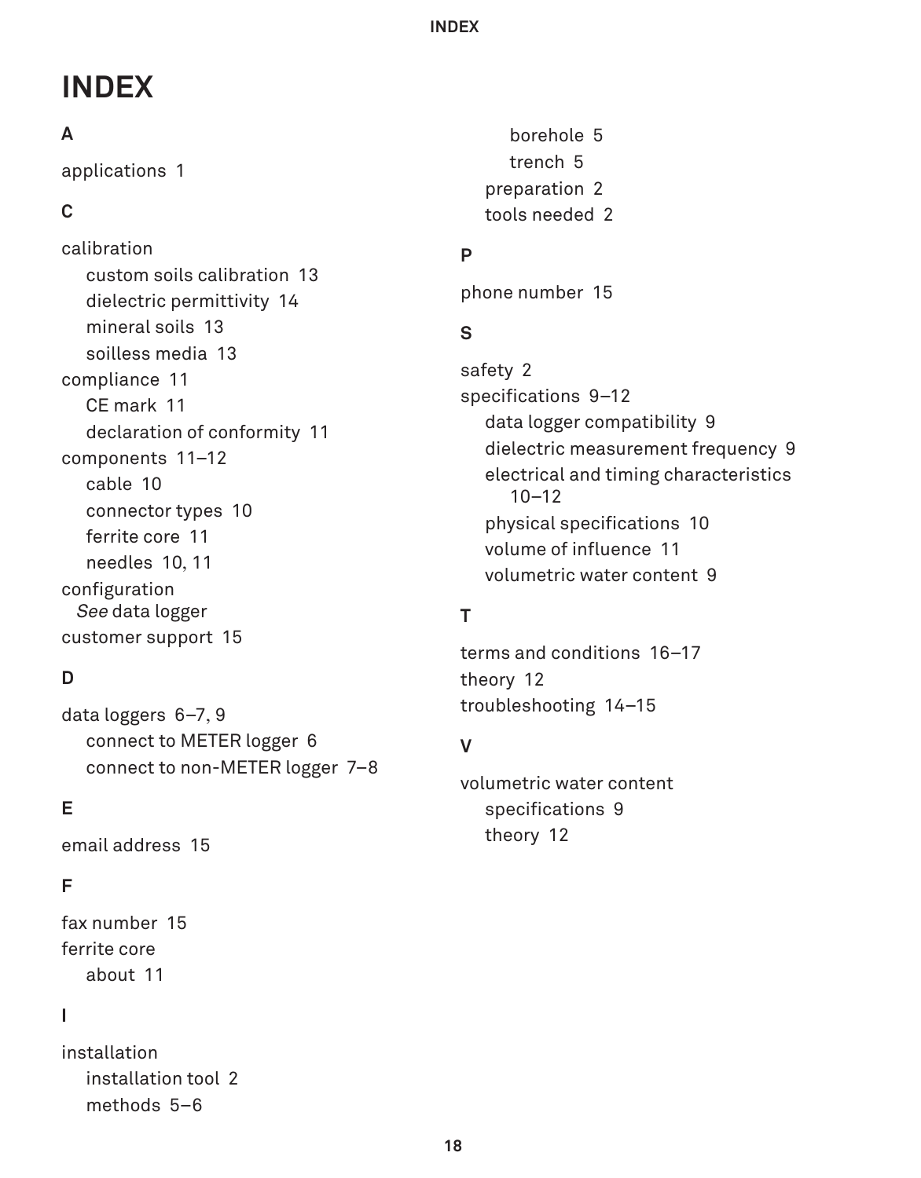# INDEX

## A

applications 1

## C

calibration
- custom soils calibration 13
- dielectric permittivity 14
- mineral soils 13
- soilless media 13

compliance 11
- CE mark 11
- declaration of conformity 11

components 11–12
- cable 10
- connector types 10
- ferrite core 11
- needles 10, 11

configuration
- *See* data logger

customer support 15

## D

data loggers 6–7, 9
- connect to METER logger 6
- connect to non-METER logger 7–8

## E

email address 15

## F

fax number 15

ferrite core
- about 11

## I

installation
- installation tool 2
- methods 5–6
  - borehole 5
  - trench 5
- preparation 2
- tools needed 2

## P

phone number 15

## S

safety 2

specifications 9–12
- data logger compatibility 9
- dielectric measurement frequency 9
- electrical and timing characteristics 10–12
- physical specifications 10
- volume of influence 11
- volumetric water content 9

## T

terms and conditions 16–17

theory 12

troubleshooting 14–15

## V

volumetric water content
- specifications 9
- theory 12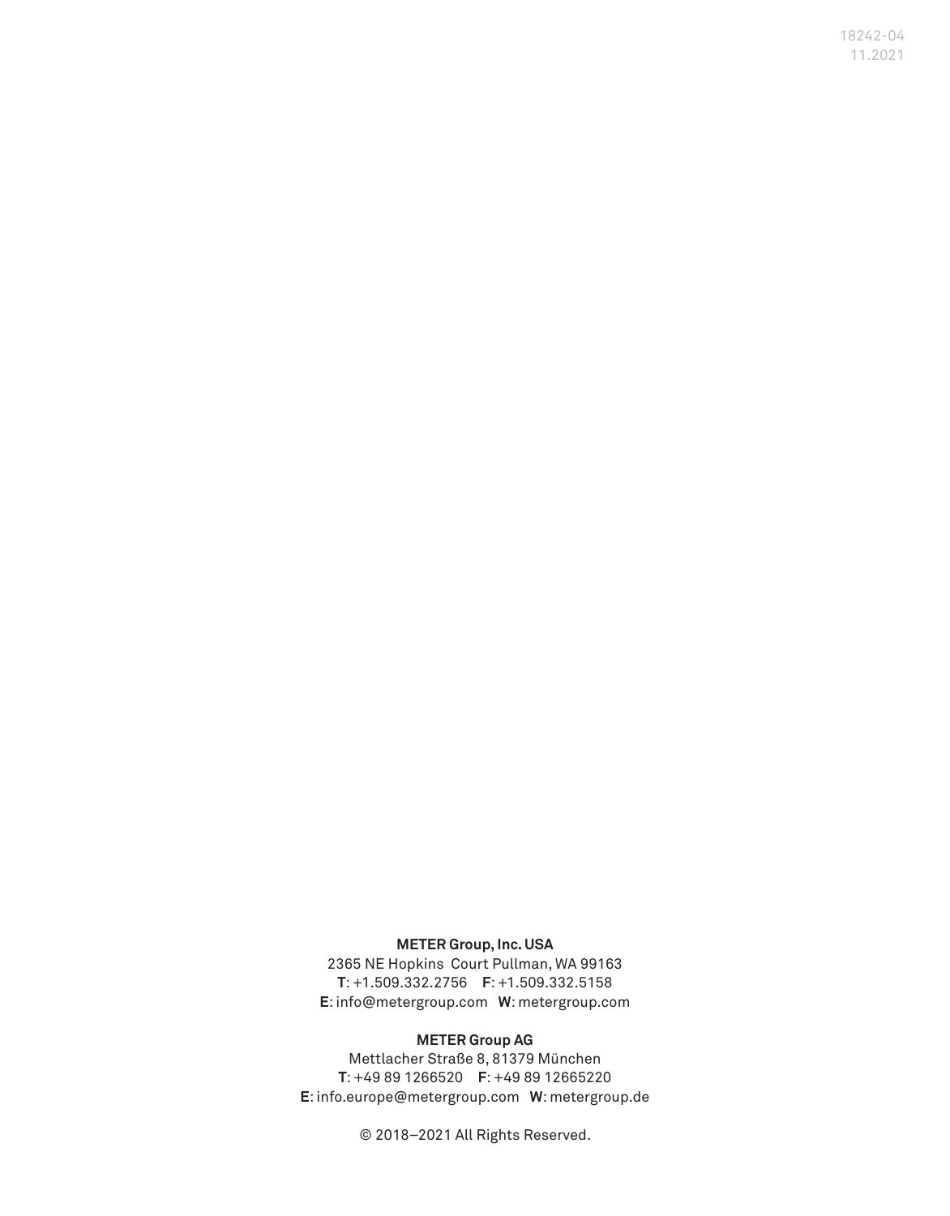18242-04
11.2021

**METER Group, Inc. USA**
2365 NE Hopkins Court Pullman, WA 99163
**T**: +1.509.332.2756 **F**: +1.509.332.5158
**E**: info@metergroup.com **W**: metergroup.com

**METER Group AG**
Mettlacher Straße 8, 81379 München
**T**: +49 89 1266520 **F**: +49 89 12665220
**E**: info.europe@metergroup.com **W**: metergroup.de

© 2018–2021 All Rights Reserved.